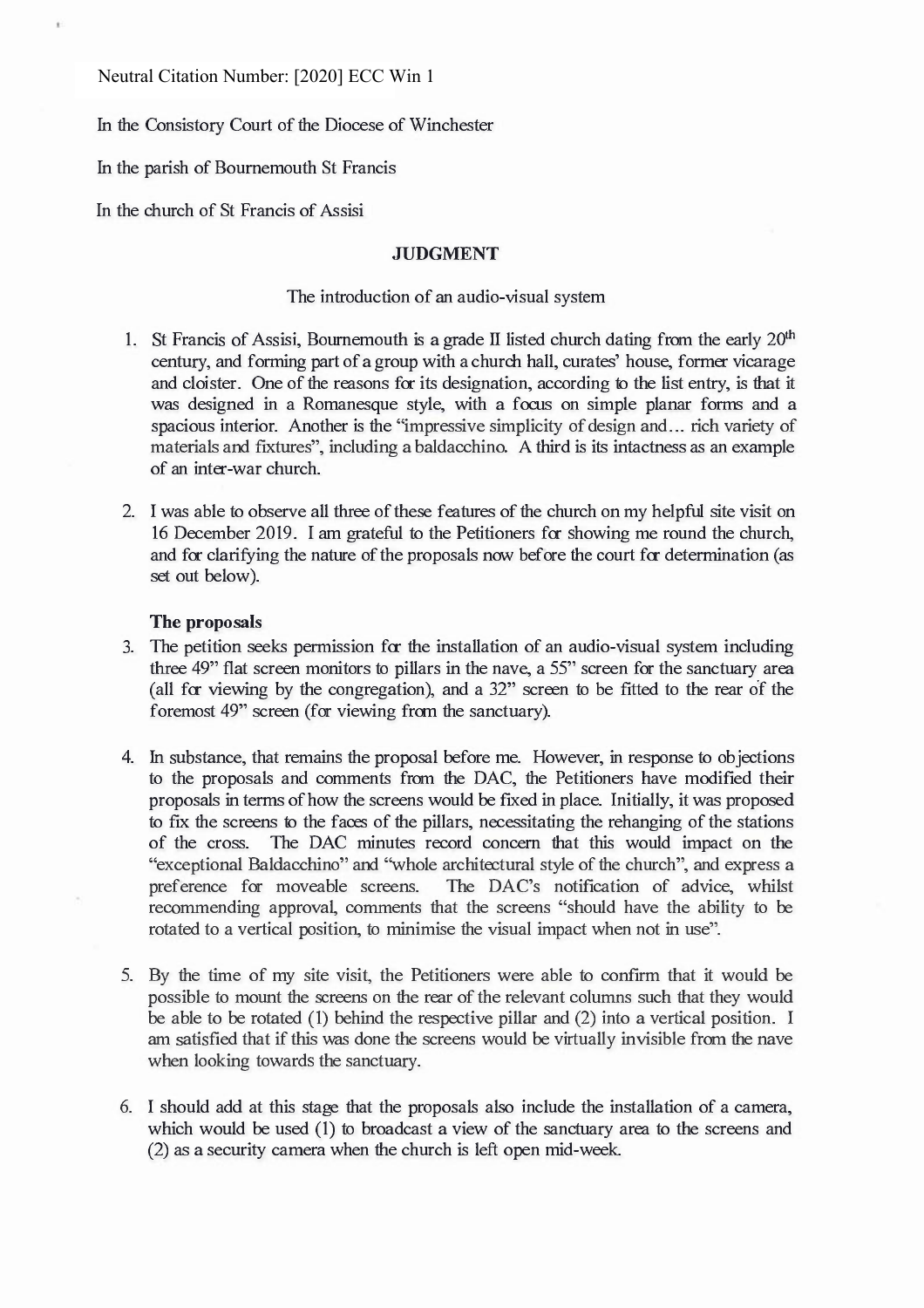Neutral Citation Number: [2020] ECC Win 1

In the Consistory Court of the Diocese of Winchester

In the parish of Bournemouth St Francis

In the church of St Francis of Assisi

## JUDGMENT

The introduction of an audio-visual system

1. St Francis of Assisi, Bournemouth is a grade II listed church dating from the early 20th century, and forming part of a group with a church hall, curates' house, former vicarage and cloister. One of the reasons for its designation, according to the list entry, is that it was designed in a Romanesque style, with a focus on simple planar forms and a spacious interior. Another is the "impressive simplicity of design and… rich variety of materials and fixtures", including a baldacchino. A third is its intactness as an example of an inter-war church.

2. I was able to observe all three of these features of the church on my helpful site visit on 16 December 2019. I am grateful to the Petitioners for showing me round the church, and for clarifying the nature of the proposals now before the court for determination (as set out below).

### The proposals

3. The petition seeks permission for the installation of an audio-visual system including three 49" flat screen monitors to pillars in the nave, a 55" screen for the sanctuary area (all for viewing by the congregation), and a 32" screen to be fitted to the rear of the foremost 49" screen (for viewing from the sanctuary).

4. In substance, that remains the proposal before me. However, in response to objections to the proposals and comments from the DAC, the Petitioners have modified their proposals in terms of how the screens would be fixed in place. Initially, it was proposed to fix the screens to the faces of the pillars, necessitating the rehanging of the stations of the cross. The DAC minutes record concern that this would impact on the "exceptional Baldacchino" and "whole architectural style of the church", and express a preference for moveable screens. The DAC's notification of advice, whilst recommending approval, comments that the screens "should have the ability to be rotated to a vertical position, to minimise the visual impact when not in use".

5. By the time of my site visit, the Petitioners were able to confirm that it would be possible to mount the screens on the rear of the relevant columns such that they would be able to be rotated (1) behind the respective pillar and (2) into a vertical position. I am satisfied that if this was done the screens would be virtually invisible from the nave when looking towards the sanctuary.

6. I should add at this stage that the proposals also include the installation of a camera, which would be used (1) to broadcast a view of the sanctuary area to the screens and (2) as a security camera when the church is left open mid-week.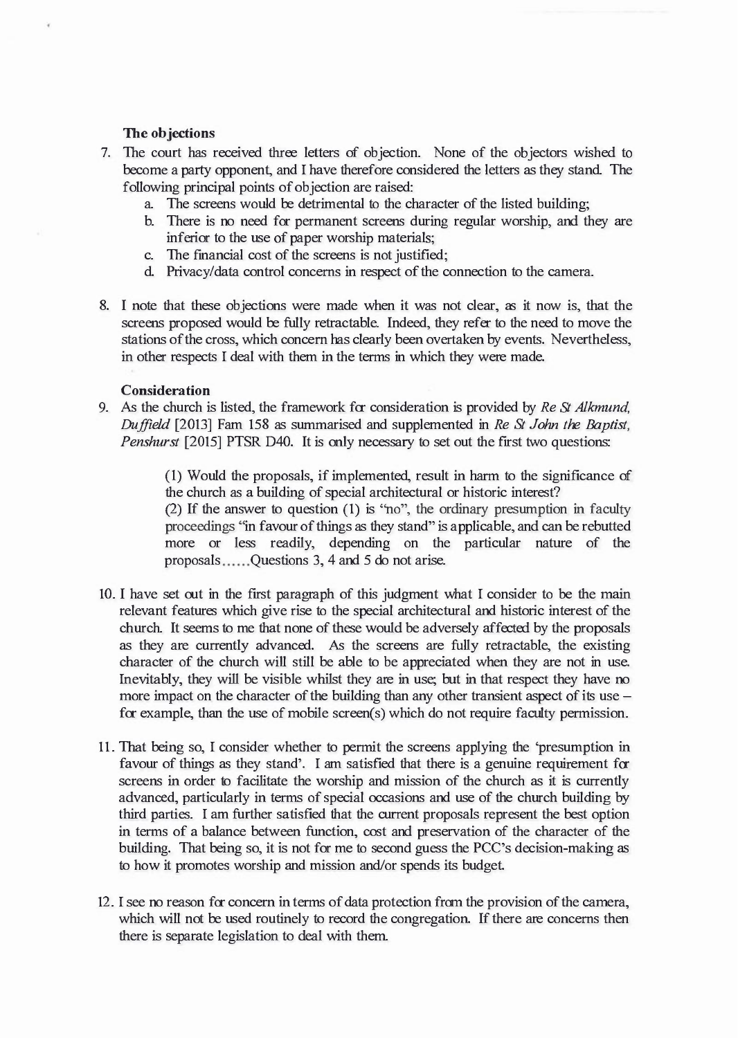**The objections**

7. The court has received three letters of objection. None of the objectors wished to become a party opponent, and I have therefore considered the letters as they stand. The following principal points of objection are raised:
   a. The screens would be detrimental to the character of the listed building;
   b. There is no need for permanent screens during regular worship, and they are inferior to the use of paper worship materials;
   c. The financial cost of the screens is not justified;
   d. Privacy/data control concerns in respect of the connection to the camera.

8. I note that these objections were made when it was not clear, as it now is, that the screens proposed would be fully retractable. Indeed, they refer to the need to move the stations of the cross, which concern has clearly been overtaken by events. Nevertheless, in other respects I deal with them in the terms in which they were made.

**Consideration**

9. As the church is listed, the framework for consideration is provided by *Re St Alkmund, Duffield* [2013] Fam 158 as summarised and supplemented in *Re St John the Baptist, Penshurst* [2015] PTSR D40. It is only necessary to set out the first two questions:

   > (1) Would the proposals, if implemented, result in harm to the significance of the church as a building of special architectural or historic interest?
   > (2) If the answer to question (1) is "no", the ordinary presumption in faculty proceedings "in favour of things as they stand" is applicable, and can be rebutted more or less readily, depending on the particular nature of the proposals……Questions 3, 4 and 5 do not arise.

10. I have set out in the first paragraph of this judgment what I consider to be the main relevant features which give rise to the special architectural and historic interest of the church. It seems to me that none of these would be adversely affected by the proposals as they are currently advanced. As the screens are fully retractable, the existing character of the church will still be able to be appreciated when they are not in use. Inevitably, they will be visible whilst they are in use; but in that respect they have no more impact on the character of the building than any other transient aspect of its use – for example, than the use of mobile screen(s) which do not require faculty permission.

11. That being so, I consider whether to permit the screens applying the 'presumption in favour of things as they stand'. I am satisfied that there is a genuine requirement for screens in order to facilitate the worship and mission of the church as it is currently advanced, particularly in terms of special occasions and use of the church building by third parties. I am further satisfied that the current proposals represent the best option in terms of a balance between function, cost and preservation of the character of the building. That being so, it is not for me to second guess the PCC's decision-making as to how it promotes worship and mission and/or spends its budget.

12. I see no reason for concern in terms of data protection from the provision of the camera, which will not be used routinely to record the congregation. If there are concerns then there is separate legislation to deal with them.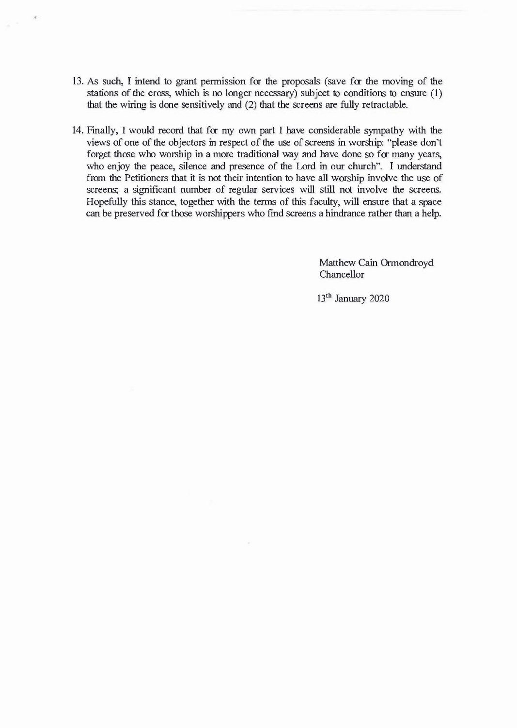13. As such, I intend to grant permission for the proposals (save for the moving of the stations of the cross, which is no longer necessary) subject to conditions to ensure (1) that the wiring is done sensitively and (2) that the screens are fully retractable.

14. Finally, I would record that for my own part I have considerable sympathy with the views of one of the objectors in respect of the use of screens in worship: "please don't forget those who worship in a more traditional way and have done so for many years, who enjoy the peace, silence and presence of the Lord in our church". I understand from the Petitioners that it is not their intention to have all worship involve the use of screens; a significant number of regular services will still not involve the screens. Hopefully this stance, together with the terms of this faculty, will ensure that a space can be preserved for those worshippers who find screens a hindrance rather than a help.

Matthew Cain Ormondroyd
Chancellor

13th January 2020